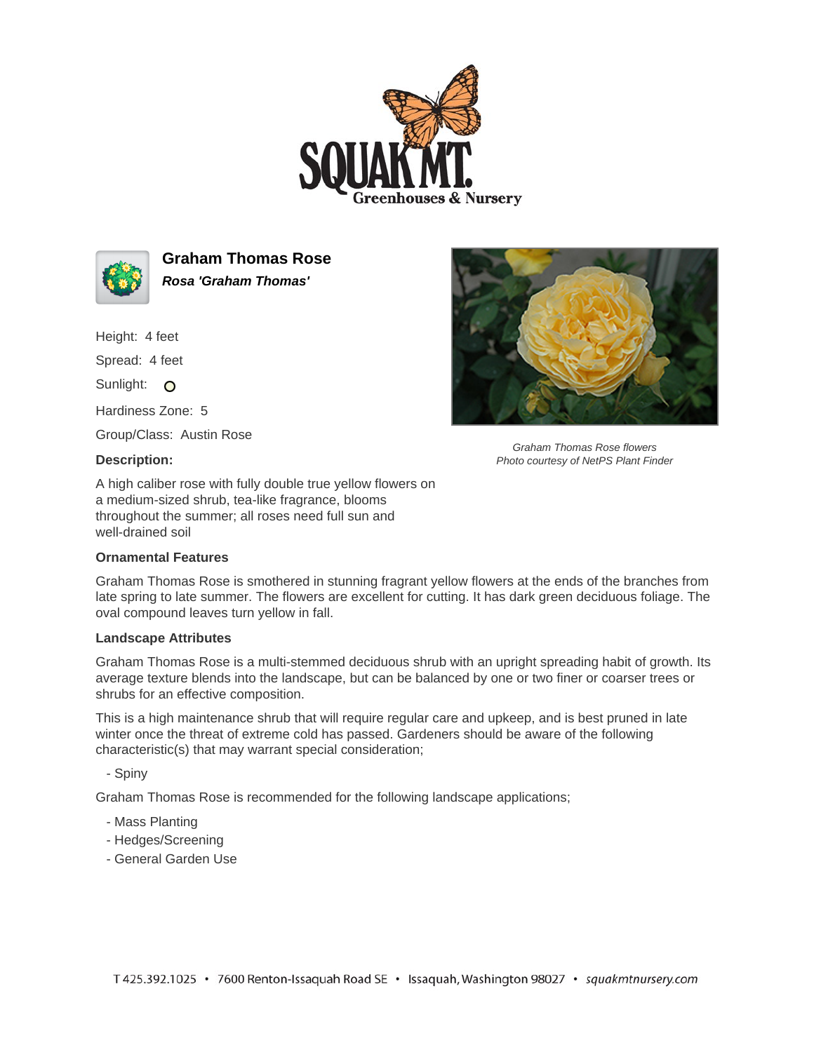# Graham Thomas Rose

***Rosa 'Graham Thomas'***

Height: 4 feet

Spread: 4 feet

Sunlight:

Hardiness Zone: 5

Group/Class: Austin Rose

*Graham Thomas Rose flowers*
*Photo courtesy of NetPS Plant Finder*

### Description:

A high caliber rose with fully double true yellow flowers on a medium-sized shrub, tea-like fragrance, blooms throughout the summer; all roses need full sun and well-drained soil

### Ornamental Features

Graham Thomas Rose is smothered in stunning fragrant yellow flowers at the ends of the branches from late spring to late summer. The flowers are excellent for cutting. It has dark green deciduous foliage. The oval compound leaves turn yellow in fall.

### Landscape Attributes

Graham Thomas Rose is a multi-stemmed deciduous shrub with an upright spreading habit of growth. Its average texture blends into the landscape, but can be balanced by one or two finer or coarser trees or shrubs for an effective composition.

This is a high maintenance shrub that will require regular care and upkeep, and is best pruned in late winter once the threat of extreme cold has passed. Gardeners should be aware of the following characteristic(s) that may warrant special consideration;

- Spiny

Graham Thomas Rose is recommended for the following landscape applications;

- Mass Planting
- Hedges/Screening
- General Garden Use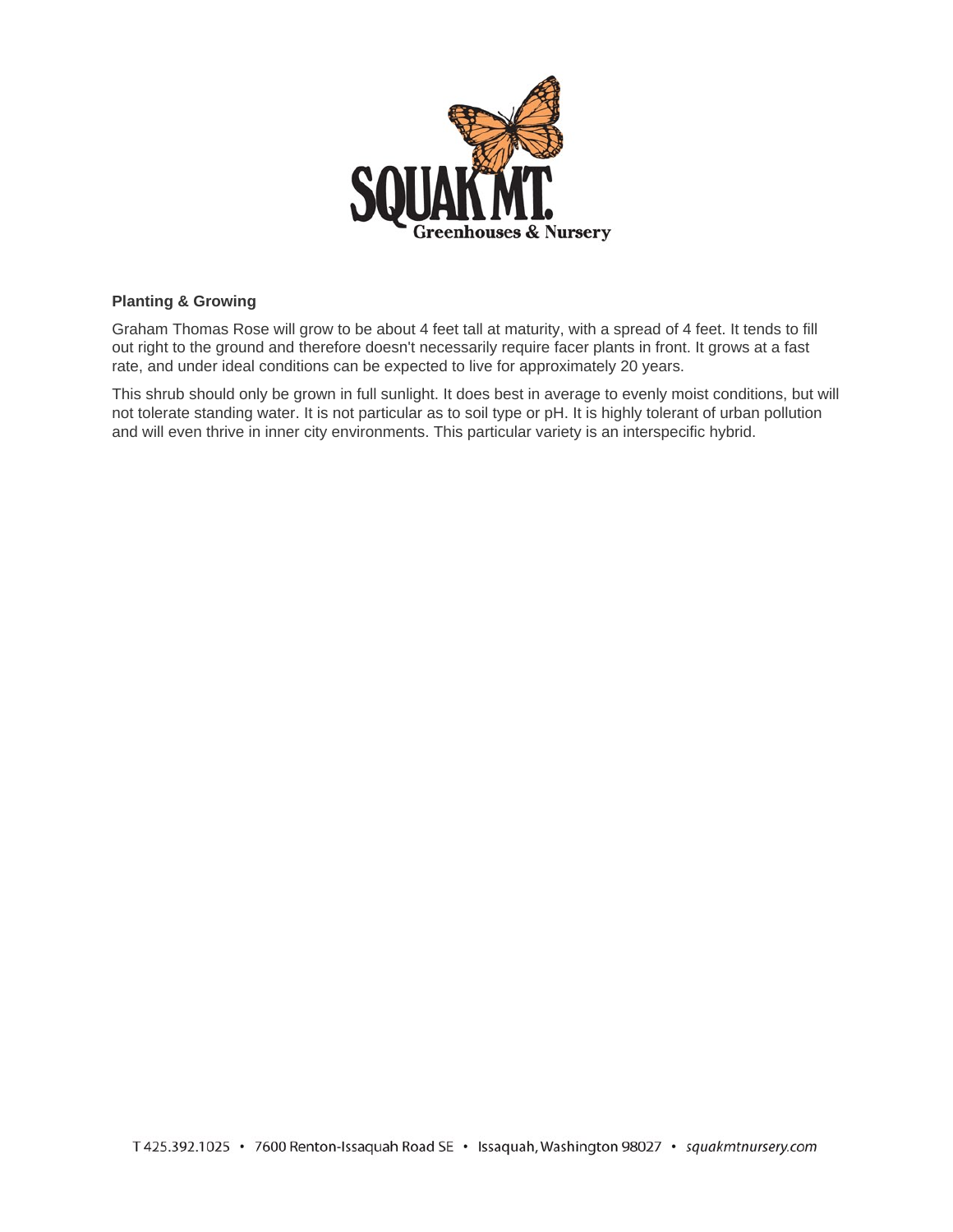**Planting & Growing**

Graham Thomas Rose will grow to be about 4 feet tall at maturity, with a spread of 4 feet. It tends to fill out right to the ground and therefore doesn't necessarily require facer plants in front. It grows at a fast rate, and under ideal conditions can be expected to live for approximately 20 years.

This shrub should only be grown in full sunlight. It does best in average to evenly moist conditions, but will not tolerate standing water. It is not particular as to soil type or pH. It is highly tolerant of urban pollution and will even thrive in inner city environments. This particular variety is an interspecific hybrid.